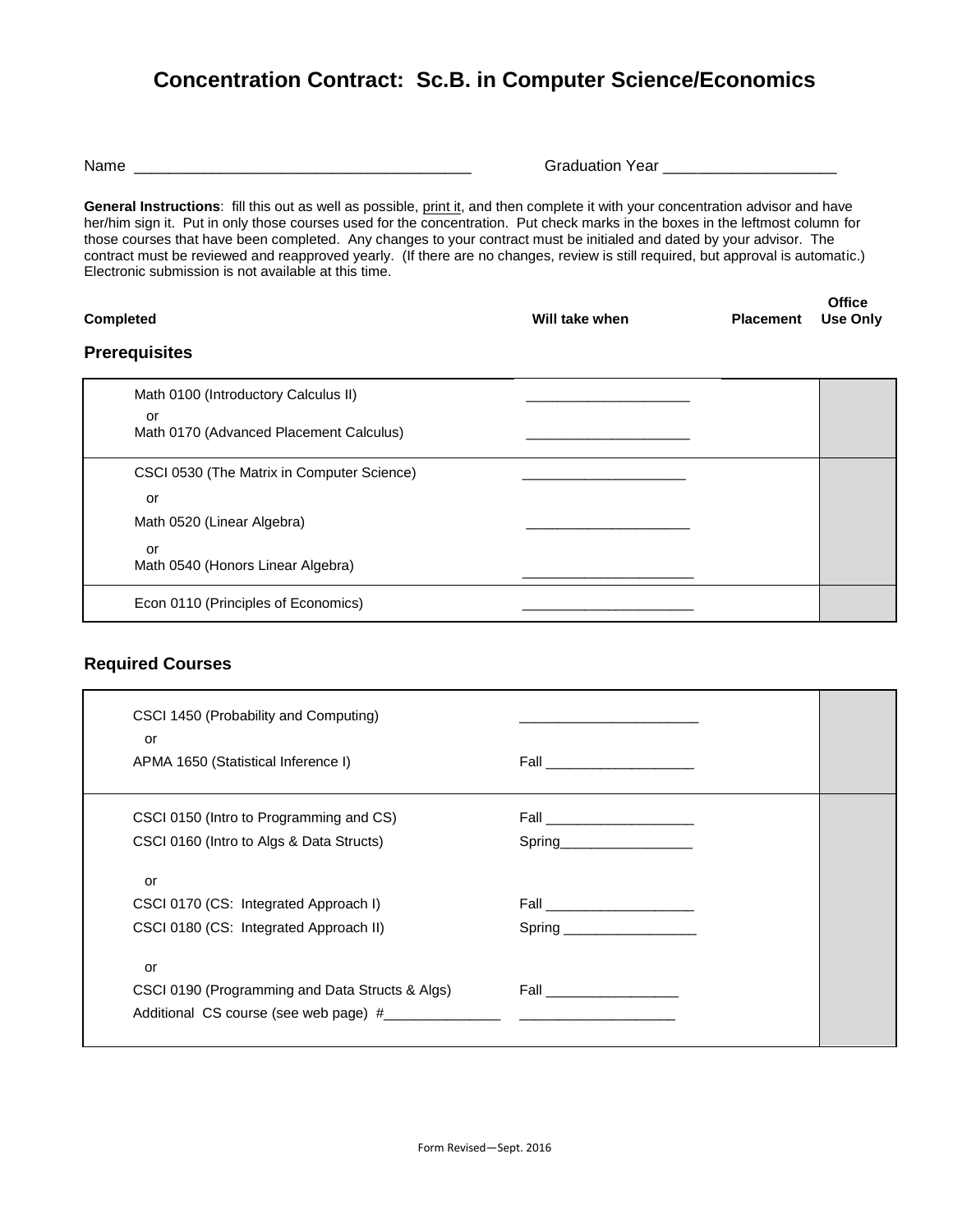# Concentration Contract: Sc.B. in Computer Science/Economics

Name ________________________________________ Graduation Year ____________________

**General Instructions**: fill this out as well as possible, print it, and then complete it with your concentration advisor and have her/him sign it. Put in only those courses used for the concentration. Put check marks in the boxes in the leftmost column for those courses that have been completed. Any changes to your contract must be initialed and dated by your advisor. The contract must be reviewed and reapproved yearly. (If there are no changes, review is still required, but approval is automatic.) Electronic submission is not available at this time.

## Prerequisites

| Completed | Will take when | Placement | Office Use Only |
|---|---|---|---|
| Math 0100 (Introductory Calculus II)<br>or<br>Math 0170 (Advanced Placement Calculus) | ____________________<br><br>____________________ | | |
| CSCI 0530 (The Matrix in Computer Science)<br>or<br>Math 0520 (Linear Algebra)<br>or<br>Math 0540 (Honors Linear Algebra) | ____________________<br><br>____________________<br><br>____________________ | | |
| Econ 0110 (Principles of Economics) | ____________________ | | |

## Required Courses

| Completed | Will take when | Placement | Office Use Only |
|---|---|---|---|
| CSCI 1450 (Probability and Computing)<br>or<br>APMA 1650 (Statistical Inference I) | ______________________<br><br>Fall ___________________ | | |
| CSCI 0150 (Intro to Programming and CS)<br>CSCI 0160 (Intro to Algs & Data Structs)<br><br>or<br>CSCI 0170 (CS: Integrated Approach I)<br>CSCI 0180 (CS: Integrated Approach II)<br><br>or<br>CSCI 0190 (Programming and Data Structs & Algs)<br>Additional CS course (see web page) #______________ | Fall ___________________<br>Spring_________________<br><br><br>Fall ___________________<br>Spring _________________<br><br><br>Fall _________________<br>___________________ | | |

Form Revised—Sept. 2016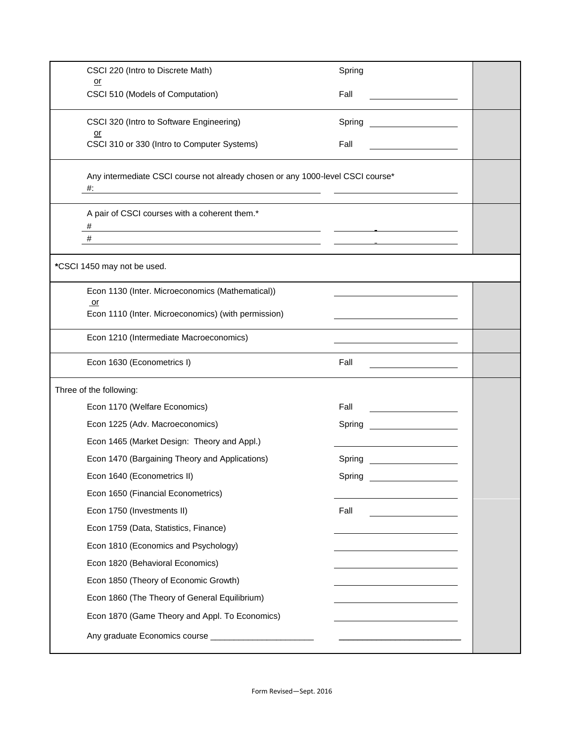| Course | Semester | |
|---|---|---|
| CSCI 220 (Intro to Discrete Math) <br> or <br> CSCI 510 (Models of Computation) | Spring <br><br> Fall ______ | |
| CSCI 320 (Intro to Software Engineering) <br> or <br> CSCI 310 or 330 (Intro to Computer Systems) | Spring ______ <br><br> Fall ______ | |
| Any intermediate CSCI course not already chosen or any 1000-level CSCI course* <br> #: ______ | ______ | |
| A pair of CSCI courses with a coherent them.* <br> # ______ <br> # ______ | ______ <br> ______ | |
| ***CSCI 1450 may not be used.** | | |
| Econ 1130 (Inter. Microeconomics (Mathematical)) <br> or <br> Econ 1110 (Inter. Microeconomics) (with permission) | ______ <br><br> ______ | |
| Econ 1210 (Intermediate Macroeconomics) | ______ | |
| Econ 1630 (Econometrics I) | Fall ______ | |
| Three of the following: | | |
| Econ 1170 (Welfare Economics) | Fall ______ | |
| Econ 1225 (Adv. Macroeconomics) | Spring ______ | |
| Econ 1465 (Market Design: Theory and Appl.) | ______ | |
| Econ 1470 (Bargaining Theory and Applications) | Spring ______ | |
| Econ 1640 (Econometrics II) | Spring ______ | |
| Econ 1650 (Financial Econometrics) | ______ | |
| Econ 1750 (Investments II) | Fall ______ | |
| Econ 1759 (Data, Statistics, Finance) | ______ | |
| Econ 1810 (Economics and Psychology) | ______ | |
| Econ 1820 (Behavioral Economics) | ______ | |
| Econ 1850 (Theory of Economic Growth) | ______ | |
| Econ 1860 (The Theory of General Equilibrium) | ______ | |
| Econ 1870 (Game Theory and Appl. To Economics) | ______ | |
| Any graduate Economics course ______________________ | ______ | |

Form Revised—Sept. 2016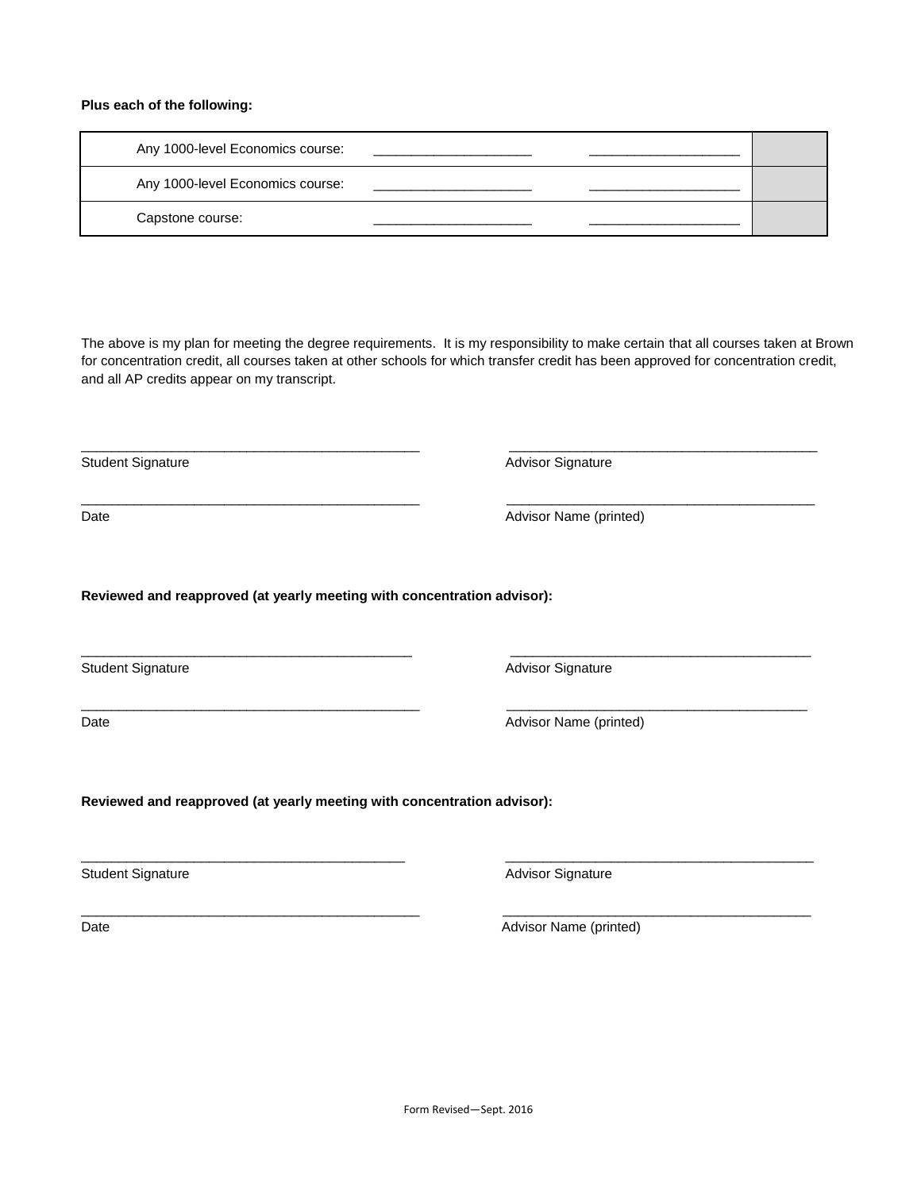**Plus each of the following:**

| | | | |
|---|---|---|---|
| Any 1000-level Economics course: | ____________________ | ___________________ | |
| Any 1000-level Economics course: | ____________________ | ___________________ | |
| Capstone course: | ____________________ | ___________________ | |

The above is my plan for meeting the degree requirements. It is my responsibility to make certain that all courses taken at Brown for concentration credit, all courses taken at other schools for which transfer credit has been approved for concentration credit, and all AP credits appear on my transcript.

_____________________________________________ Student Signature

_____________________________________________ Advisor Signature

_____________________________________________ Date

_____________________________________________ Advisor Name (printed)

**Reviewed and reapproved (at yearly meeting with concentration advisor):**

_____________________________________________ Student Signature

_____________________________________________ Advisor Signature

_____________________________________________ Date

_____________________________________________ Advisor Name (printed)

**Reviewed and reapproved (at yearly meeting with concentration advisor):**

_____________________________________________ Student Signature

_____________________________________________ Advisor Signature

_____________________________________________ Date

_____________________________________________ Advisor Name (printed)

Form Revised—Sept. 2016